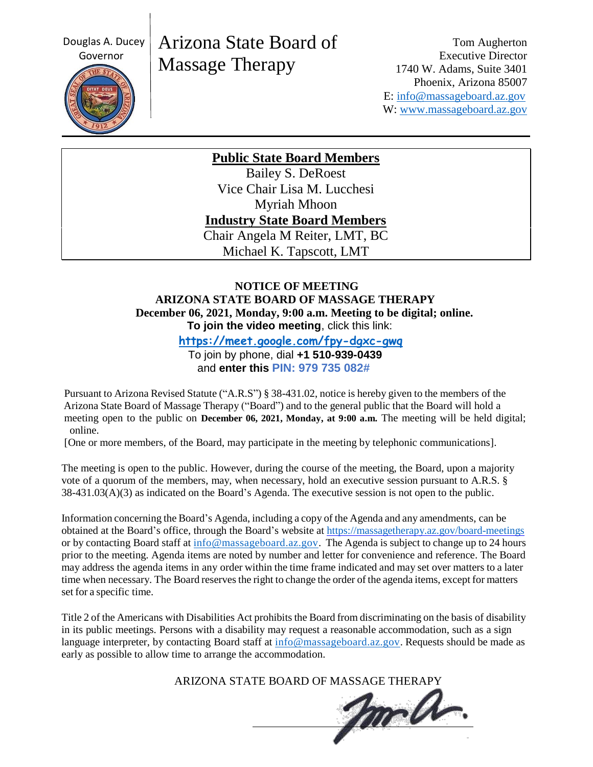Douglas A. Ducey
Governor

# Arizona State Board of Massage Therapy

Tom Augherton
Executive Director
1740 W. Adams, Suite 3401
Phoenix, Arizona 85007
E: info@massageboard.az.gov
W: www.massageboard.az.gov

**Public State Board Members**

Bailey S. DeRoest
Vice Chair Lisa M. Lucchesi
Myriah Mhoon

**Industry State Board Members**

Chair Angela M Reiter, LMT, BC
Michael K. Tapscott, LMT

**NOTICE OF MEETING**
**ARIZONA STATE BOARD OF MASSAGE THERAPY**
**December 06, 2021, Monday, 9:00 a.m. Meeting to be digital; online.**
**To join the video meeting**, click this link:
**https://meet.google.com/fpy-dgxc-gwq**
To join by phone, dial **+1 510-939-0439**
and **enter this PIN: 979 735 082#**

Pursuant to Arizona Revised Statute ("A.R.S") § 38-431.02, notice is hereby given to the members of the Arizona State Board of Massage Therapy ("Board") and to the general public that the Board will hold a meeting open to the public on **December 06, 2021, Monday, at 9:00 a.m.** The meeting will be held digital; online.

[One or more members, of the Board, may participate in the meeting by telephonic communications].

The meeting is open to the public. However, during the course of the meeting, the Board, upon a majority vote of a quorum of the members, may, when necessary, hold an executive session pursuant to A.R.S. § 38-431.03(A)(3) as indicated on the Board's Agenda. The executive session is not open to the public.

Information concerning the Board's Agenda, including a copy of the Agenda and any amendments, can be obtained at the Board's office, through the Board's website at https://massagetherapy.az.gov/board-meetings or by contacting Board staff at info@massageboard.az.gov. The Agenda is subject to change up to 24 hours prior to the meeting. Agenda items are noted by number and letter for convenience and reference. The Board may address the agenda items in any order within the time frame indicated and may set over matters to a later time when necessary. The Board reserves the right to change the order of the agenda items, except for matters set for a specific time.

Title 2 of the Americans with Disabilities Act prohibits the Board from discriminating on the basis of disability in its public meetings. Persons with a disability may request a reasonable accommodation, such as a sign language interpreter, by contacting Board staff at info@massageboard.az.gov. Requests should be made as early as possible to allow time to arrange the accommodation.

ARIZONA STATE BOARD OF MASSAGE THERAPY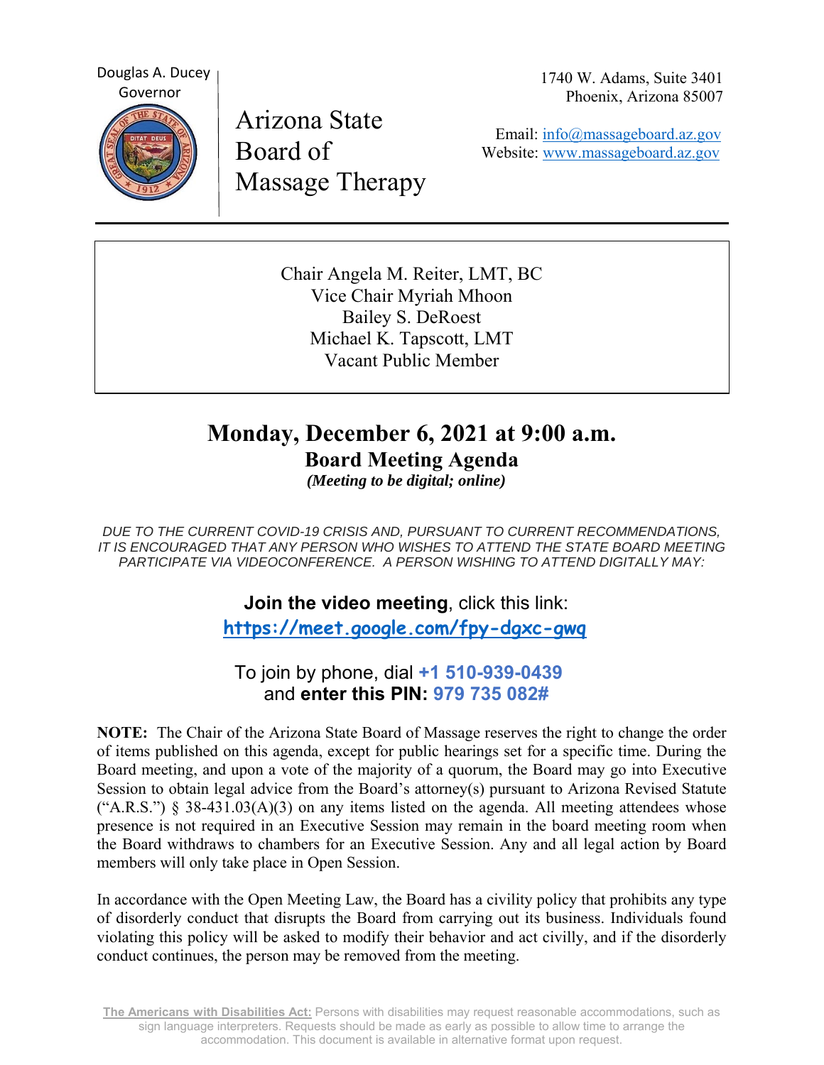Douglas A. Ducey
Governor

Arizona State Board of Massage Therapy

1740 W. Adams, Suite 3401
Phoenix, Arizona 85007

Email: info@massageboard.az.gov
Website: www.massageboard.az.gov

Chair Angela M. Reiter, LMT, BC
Vice Chair Myriah Mhoon
Bailey S. DeRoest
Michael K. Tapscott, LMT
Vacant Public Member

# Monday, December 6, 2021 at 9:00 a.m.

## Board Meeting Agenda

***(Meeting to be digital; online)***

*DUE TO THE CURRENT COVID-19 CRISIS AND, PURSUANT TO CURRENT RECOMMENDATIONS, IT IS ENCOURAGED THAT ANY PERSON WHO WISHES TO ATTEND THE STATE BOARD MEETING PARTICIPATE VIA VIDEOCONFERENCE. A PERSON WISHING TO ATTEND DIGITALLY MAY:*

**Join the video meeting**, click this link:
**https://meet.google.com/fpy-dgxc-gwq**

To join by phone, dial **+1 510-939-0439**
and **enter this PIN: 979 735 082#**

**NOTE:** The Chair of the Arizona State Board of Massage reserves the right to change the order of items published on this agenda, except for public hearings set for a specific time. During the Board meeting, and upon a vote of the majority of a quorum, the Board may go into Executive Session to obtain legal advice from the Board's attorney(s) pursuant to Arizona Revised Statute ("A.R.S.") § 38-431.03(A)(3) on any items listed on the agenda. All meeting attendees whose presence is not required in an Executive Session may remain in the board meeting room when the Board withdraws to chambers for an Executive Session. Any and all legal action by Board members will only take place in Open Session.

In accordance with the Open Meeting Law, the Board has a civility policy that prohibits any type of disorderly conduct that disrupts the Board from carrying out its business. Individuals found violating this policy will be asked to modify their behavior and act civilly, and if the disorderly conduct continues, the person may be removed from the meeting.

**The Americans with Disabilities Act:** Persons with disabilities may request reasonable accommodations, such as sign language interpreters. Requests should be made as early as possible to allow time to arrange the accommodation. This document is available in alternative format upon request.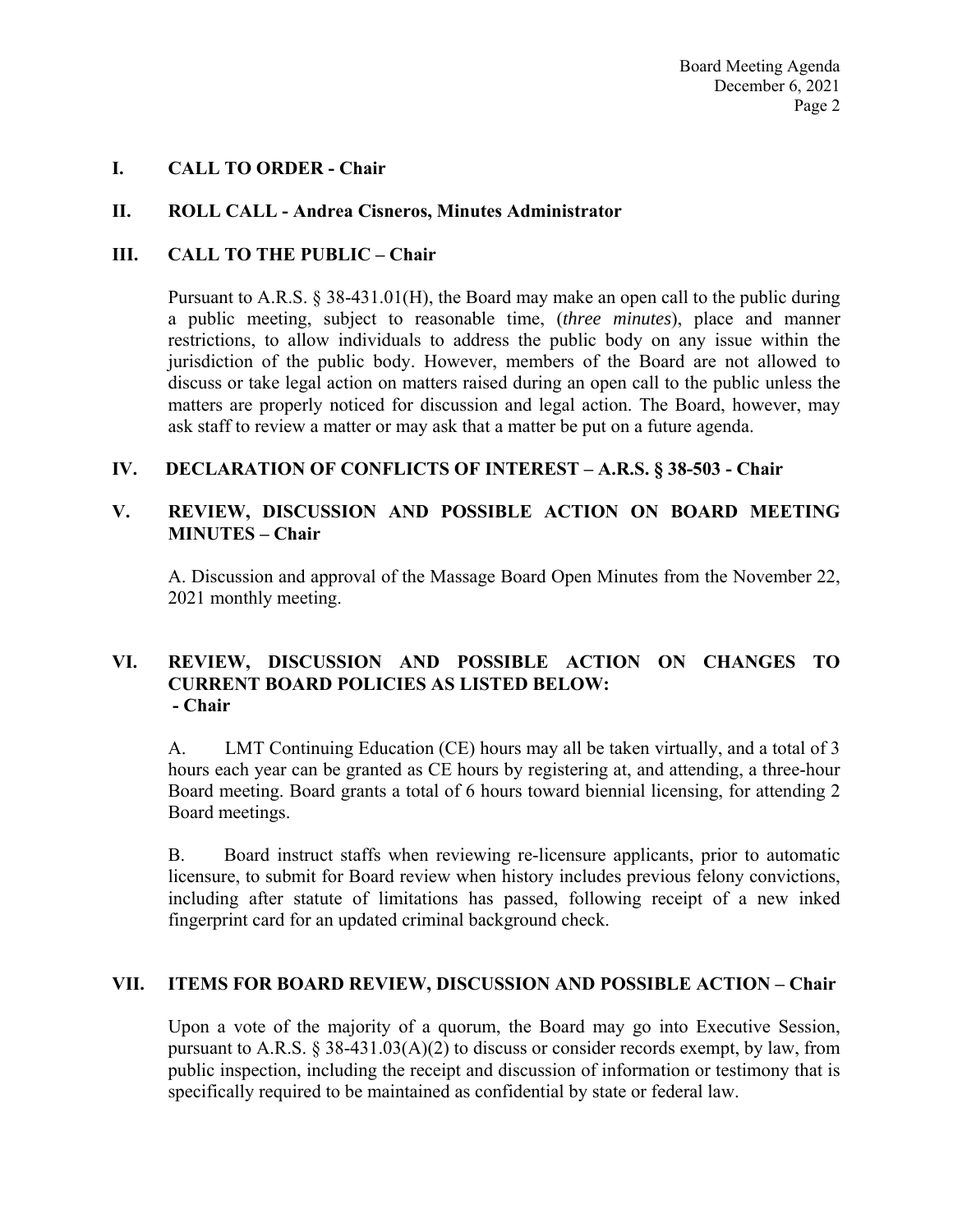## I. CALL TO ORDER - Chair

## II. ROLL CALL - Andrea Cisneros, Minutes Administrator

## III. CALL TO THE PUBLIC – Chair

Pursuant to A.R.S. § 38-431.01(H), the Board may make an open call to the public during a public meeting, subject to reasonable time, (*three minutes*), place and manner restrictions, to allow individuals to address the public body on any issue within the jurisdiction of the public body. However, members of the Board are not allowed to discuss or take legal action on matters raised during an open call to the public unless the matters are properly noticed for discussion and legal action. The Board, however, may ask staff to review a matter or may ask that a matter be put on a future agenda.

## IV. DECLARATION OF CONFLICTS OF INTEREST – A.R.S. § 38-503 - Chair

## V. REVIEW, DISCUSSION AND POSSIBLE ACTION ON BOARD MEETING MINUTES – Chair

A. Discussion and approval of the Massage Board Open Minutes from the November 22, 2021 monthly meeting.

## VI. REVIEW, DISCUSSION AND POSSIBLE ACTION ON CHANGES TO CURRENT BOARD POLICIES AS LISTED BELOW: - Chair

A. LMT Continuing Education (CE) hours may all be taken virtually, and a total of 3 hours each year can be granted as CE hours by registering at, and attending, a three-hour Board meeting. Board grants a total of 6 hours toward biennial licensing, for attending 2 Board meetings.

B. Board instruct staffs when reviewing re-licensure applicants, prior to automatic licensure, to submit for Board review when history includes previous felony convictions, including after statute of limitations has passed, following receipt of a new inked fingerprint card for an updated criminal background check.

## VII. ITEMS FOR BOARD REVIEW, DISCUSSION AND POSSIBLE ACTION – Chair

Upon a vote of the majority of a quorum, the Board may go into Executive Session, pursuant to A.R.S. § 38-431.03(A)(2) to discuss or consider records exempt, by law, from public inspection, including the receipt and discussion of information or testimony that is specifically required to be maintained as confidential by state or federal law.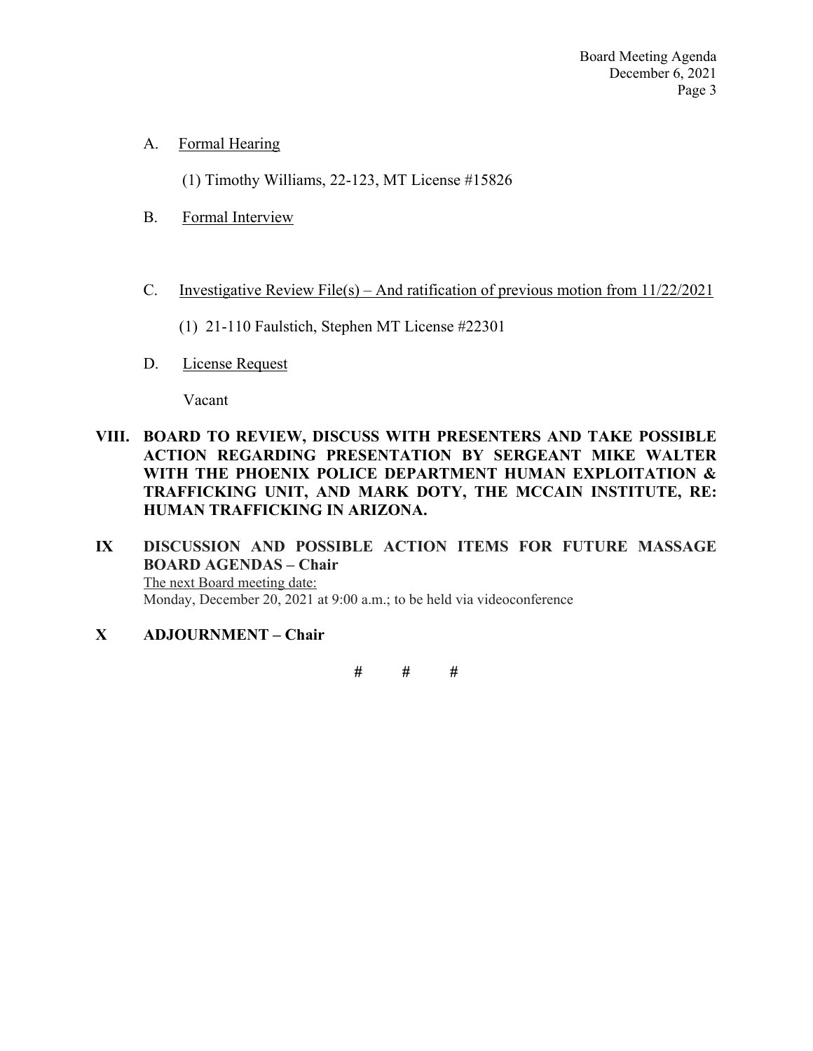A. Formal Hearing

(1) Timothy Williams, 22-123, MT License #15826

B. Formal Interview

C. Investigative Review File(s) – And ratification of previous motion from 11/22/2021

(1) 21-110 Faulstich, Stephen MT License #22301

D. License Request

Vacant

**VIII. BOARD TO REVIEW, DISCUSS WITH PRESENTERS AND TAKE POSSIBLE ACTION REGARDING PRESENTATION BY SERGEANT MIKE WALTER WITH THE PHOENIX POLICE DEPARTMENT HUMAN EXPLOITATION & TRAFFICKING UNIT, AND MARK DOTY, THE MCCAIN INSTITUTE, RE: HUMAN TRAFFICKING IN ARIZONA.**

**IX DISCUSSION AND POSSIBLE ACTION ITEMS FOR FUTURE MASSAGE BOARD AGENDAS – Chair**

The next Board meeting date:
Monday, December 20, 2021 at 9:00 a.m.; to be held via videoconference

**X ADJOURNMENT – Chair**

# # #